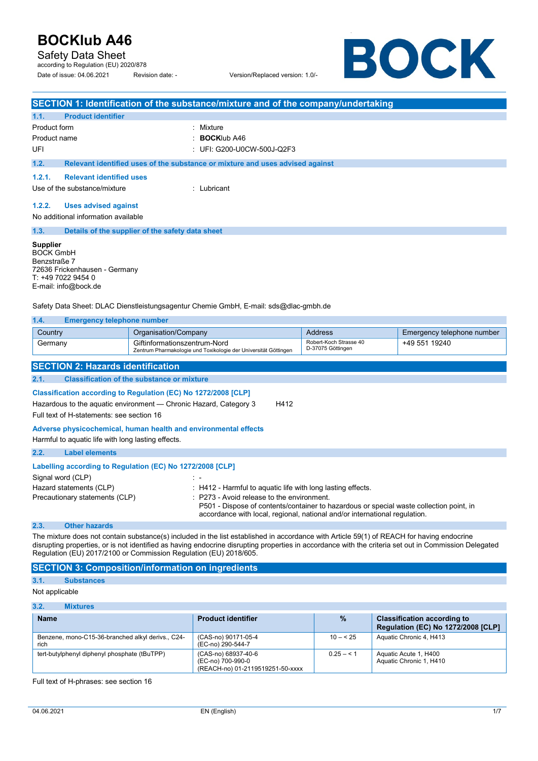# BOCKlub A46

Safety Data Sheet

according to Regulation (EU) 2020/878

Date of issue: 04.06.2021 Revision date: - Version/Replaced version: 1.0/-

BOCK

## SECTION 1: Identification of the substance/mixture and of the company/undertaking

### 1.1. Product identifier

Product form : Mixture

Product name : **BOCK**lub A46

UFI : UFI: G200-U0CW-500J-Q2F3

### 1.2. Relevant identified uses of the substance or mixture and uses advised against

#### 1.2.1. Relevant identified uses

Use of the substance/mixture : Lubricant

#### 1.2.2. Uses advised against

No additional information available

### 1.3. Details of the supplier of the safety data sheet

**Supplier**
BOCK GmbH
Benzstraße 7
72636 Frickenhausen - Germany
T: +49 7022 9454 0
E-mail: info@bock.de

Safety Data Sheet: DLAC Dienstleistungsagentur Chemie GmbH, E-mail: sds@dlac-gmbh.de

### 1.4. Emergency telephone number

| Country | Organisation/Company | Address | Emergency telephone number |
|---|---|---|---|
| Germany | Giftinformationszentrum-Nord<br>Zentrum Pharmakologie und Toxikologie der Universität Göttingen | Robert-Koch Strasse 40<br>D-37075 Göttingen | +49 551 19240 |

## SECTION 2: Hazards identification

### 2.1. Classification of the substance or mixture

**Classification according to Regulation (EC) No 1272/2008 [CLP]**

Hazardous to the aquatic environment — Chronic Hazard, Category 3 H412

Full text of H-statements: see section 16

**Adverse physicochemical, human health and environmental effects**

Harmful to aquatic life with long lasting effects.

### 2.2. Label elements

**Labelling according to Regulation (EC) No 1272/2008 [CLP]**

Signal word (CLP) : -

Hazard statements (CLP) : H412 - Harmful to aquatic life with long lasting effects.

Precautionary statements (CLP) : P273 - Avoid release to the environment.
P501 - Dispose of contents/container to hazardous or special waste collection point, in accordance with local, regional, national and/or international regulation.

### 2.3. Other hazards

The mixture does not contain substance(s) included in the list established in accordance with Article 59(1) of REACH for having endocrine disrupting properties, or is not identified as having endocrine disrupting properties in accordance with the criteria set out in Commission Delegated Regulation (EU) 2017/2100 or Commission Regulation (EU) 2018/605.

## SECTION 3: Composition/information on ingredients

### 3.1. Substances

Not applicable

### 3.2. Mixtures

| Name | Product identifier | % | Classification according to Regulation (EC) No 1272/2008 [CLP] |
|---|---|---|---|
| Benzene, mono-C15-36-branched alkyl derivs., C24-rich | (CAS-no) 90171-05-4<br>(EC-no) 290-544-7 | 10 – < 25 | Aquatic Chronic 4, H413 |
| tert-butylphenyl diphenyl phosphate (tBuTPP) | (CAS-no) 68937-40-6<br>(EC-no) 700-990-0<br>(REACH-no) 01-2119519251-50-xxxx | 0.25 – < 1 | Aquatic Acute 1, H400<br>Aquatic Chronic 1, H410 |

Full text of H-phrases: see section 16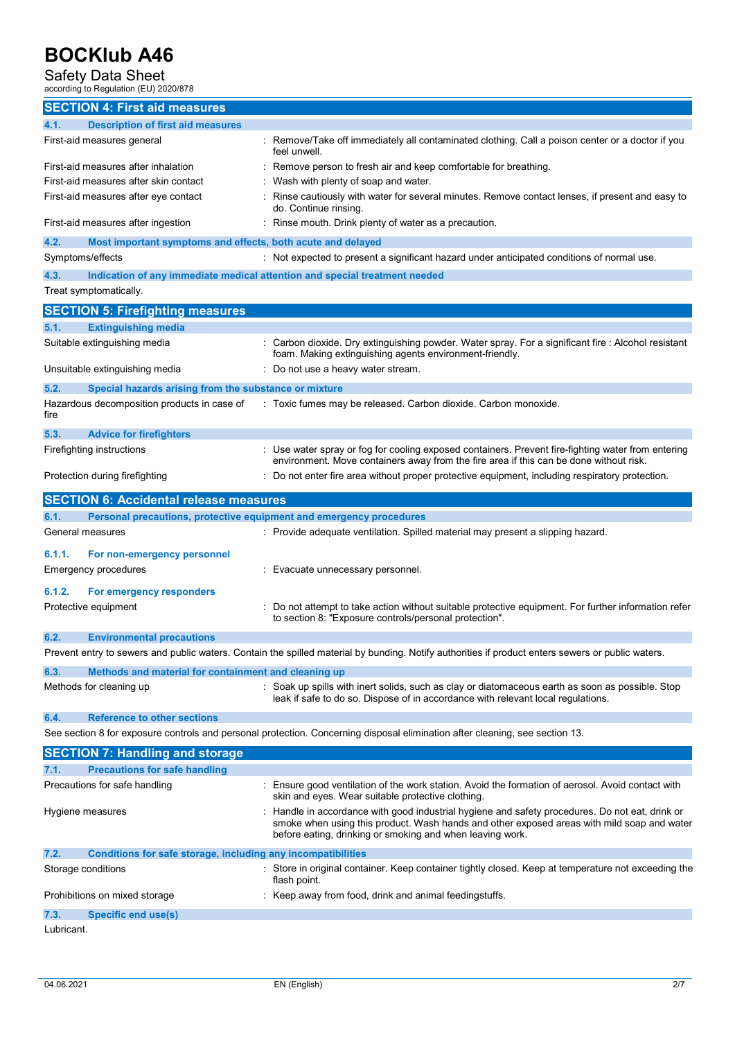## SECTION 4: First aid measures

### 4.1. Description of first aid measures

| | |
|---|---|
| First-aid measures general | : Remove/Take off immediately all contaminated clothing. Call a poison center or a doctor if you feel unwell. |
| First-aid measures after inhalation | : Remove person to fresh air and keep comfortable for breathing. |
| First-aid measures after skin contact | : Wash with plenty of soap and water. |
| First-aid measures after eye contact | : Rinse cautiously with water for several minutes. Remove contact lenses, if present and easy to do. Continue rinsing. |
| First-aid measures after ingestion | : Rinse mouth. Drink plenty of water as a precaution. |

### 4.2. Most important symptoms and effects, both acute and delayed

| | |
|---|---|
| Symptoms/effects | : Not expected to present a significant hazard under anticipated conditions of normal use. |

### 4.3. Indication of any immediate medical attention and special treatment needed

Treat symptomatically.

## SECTION 5: Firefighting measures

### 5.1. Extinguishing media

| | |
|---|---|
| Suitable extinguishing media | : Carbon dioxide. Dry extinguishing powder. Water spray. For a significant fire : Alcohol resistant foam. Making extinguishing agents environment-friendly. |
| Unsuitable extinguishing media | : Do not use a heavy water stream. |

### 5.2. Special hazards arising from the substance or mixture

| | |
|---|---|
| Hazardous decomposition products in case of fire | : Toxic fumes may be released. Carbon dioxide. Carbon monoxide. |

### 5.3. Advice for firefighters

| | |
|---|---|
| Firefighting instructions | : Use water spray or fog for cooling exposed containers. Prevent fire-fighting water from entering environment. Move containers away from the fire area if this can be done without risk. |
| Protection during firefighting | : Do not enter fire area without proper protective equipment, including respiratory protection. |

## SECTION 6: Accidental release measures

### 6.1. Personal precautions, protective equipment and emergency procedures

| | |
|---|---|
| General measures | : Provide adequate ventilation. Spilled material may present a slipping hazard. |

#### 6.1.1. For non-emergency personnel

| | |
|---|---|
| Emergency procedures | : Evacuate unnecessary personnel. |

#### 6.1.2. For emergency responders

| | |
|---|---|
| Protective equipment | : Do not attempt to take action without suitable protective equipment. For further information refer to section 8: "Exposure controls/personal protection". |

### 6.2. Environmental precautions

Prevent entry to sewers and public waters. Contain the spilled material by bunding. Notify authorities if product enters sewers or public waters.

### 6.3. Methods and material for containment and cleaning up

| | |
|---|---|
| Methods for cleaning up | : Soak up spills with inert solids, such as clay or diatomaceous earth as soon as possible. Stop leak if safe to do so. Dispose of in accordance with relevant local regulations. |

### 6.4. Reference to other sections

See section 8 for exposure controls and personal protection. Concerning disposal elimination after cleaning, see section 13.

## SECTION 7: Handling and storage

### 7.1. Precautions for safe handling

| | |
|---|---|
| Precautions for safe handling | : Ensure good ventilation of the work station. Avoid the formation of aerosol. Avoid contact with skin and eyes. Wear suitable protective clothing. |
| Hygiene measures | : Handle in accordance with good industrial hygiene and safety procedures. Do not eat, drink or smoke when using this product. Wash hands and other exposed areas with mild soap and water before eating, drinking or smoking and when leaving work. |

### 7.2. Conditions for safe storage, including any incompatibilities

| | |
|---|---|
| Storage conditions | : Store in original container. Keep container tightly closed. Keep at temperature not exceeding the flash point. |
| Prohibitions on mixed storage | : Keep away from food, drink and animal feedingstuffs. |

### 7.3. Specific end use(s)

Lubricant.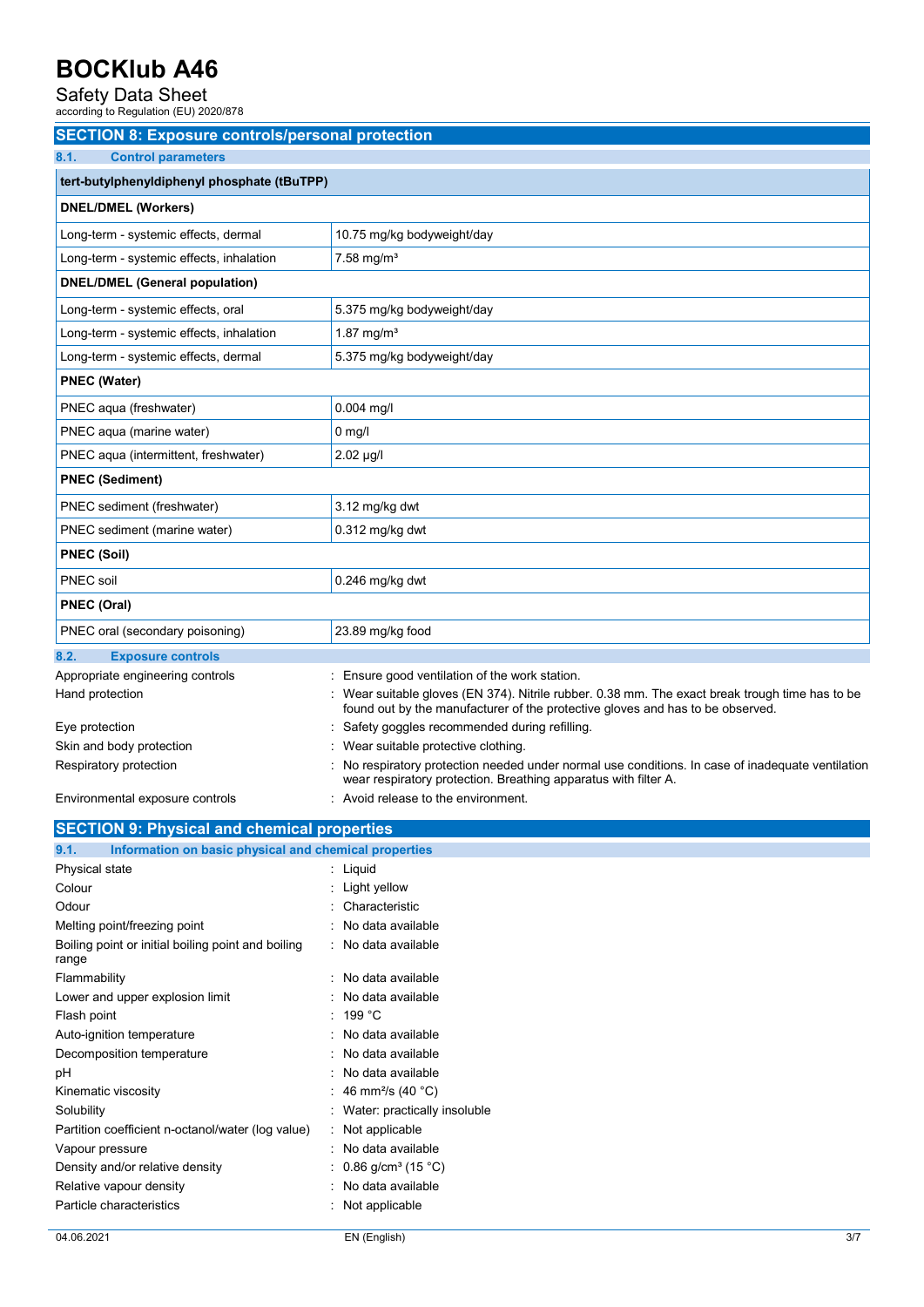## SECTION 8: Exposure controls/personal protection

### 8.1. Control parameters

| tert-butylphenyldiphenyl phosphate (tBuTPP) | |
|---|---|
| **DNEL/DMEL (Workers)** | |
| Long-term - systemic effects, dermal | 10.75 mg/kg bodyweight/day |
| Long-term - systemic effects, inhalation | 7.58 mg/m³ |
| **DNEL/DMEL (General population)** | |
| Long-term - systemic effects, oral | 5.375 mg/kg bodyweight/day |
| Long-term - systemic effects, inhalation | 1.87 mg/m³ |
| Long-term - systemic effects, dermal | 5.375 mg/kg bodyweight/day |
| **PNEC (Water)** | |
| PNEC aqua (freshwater) | 0.004 mg/l |
| PNEC aqua (marine water) | 0 mg/l |
| PNEC aqua (intermittent, freshwater) | 2.02 µg/l |
| **PNEC (Sediment)** | |
| PNEC sediment (freshwater) | 3.12 mg/kg dwt |
| PNEC sediment (marine water) | 0.312 mg/kg dwt |
| **PNEC (Soil)** | |
| PNEC soil | 0.246 mg/kg dwt |
| **PNEC (Oral)** | |
| PNEC oral (secondary poisoning) | 23.89 mg/kg food |

### 8.2. Exposure controls

| | |
|---|---|
| Appropriate engineering controls | : Ensure good ventilation of the work station. |
| Hand protection | : Wear suitable gloves (EN 374). Nitrile rubber. 0.38 mm. The exact break trough time has to be found out by the manufacturer of the protective gloves and has to be observed. |
| Eye protection | : Safety goggles recommended during refilling. |
| Skin and body protection | : Wear suitable protective clothing. |
| Respiratory protection | : No respiratory protection needed under normal use conditions. In case of inadequate ventilation wear respiratory protection. Breathing apparatus with filter A. |
| Environmental exposure controls | : Avoid release to the environment. |

## SECTION 9: Physical and chemical properties

### 9.1. Information on basic physical and chemical properties

| | |
|---|---|
| Physical state | : Liquid |
| Colour | : Light yellow |
| Odour | : Characteristic |
| Melting point/freezing point | : No data available |
| Boiling point or initial boiling point and boiling range | : No data available |
| Flammability | : No data available |
| Lower and upper explosion limit | : No data available |
| Flash point | : 199 °C |
| Auto-ignition temperature | : No data available |
| Decomposition temperature | : No data available |
| pH | : No data available |
| Kinematic viscosity | : 46 mm²/s (40 °C) |
| Solubility | : Water: practically insoluble |
| Partition coefficient n-octanol/water (log value) | : Not applicable |
| Vapour pressure | : No data available |
| Density and/or relative density | : 0.86 g/cm³ (15 °C) |
| Relative vapour density | : No data available |
| Particle characteristics | : Not applicable |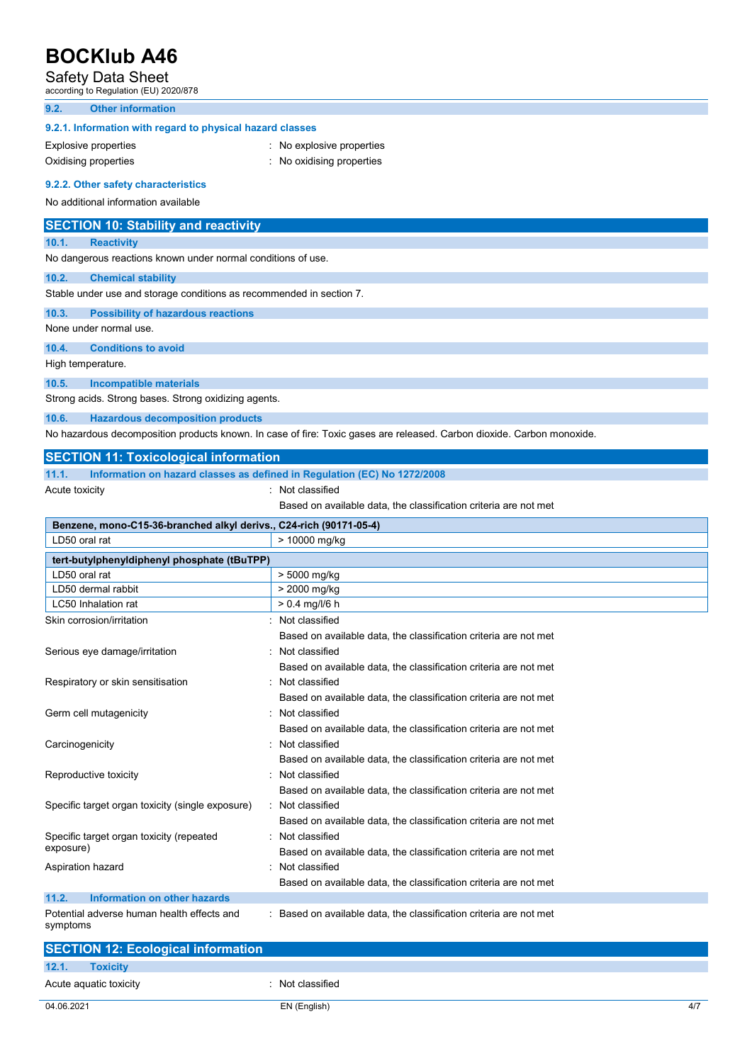### 9.2. Other information

#### 9.2.1. Information with regard to physical hazard classes

Explosive properties : No explosive properties

Oxidising properties : No oxidising properties

#### 9.2.2. Other safety characteristics

No additional information available

## SECTION 10: Stability and reactivity

### 10.1. Reactivity

No dangerous reactions known under normal conditions of use.

### 10.2. Chemical stability

Stable under use and storage conditions as recommended in section 7.

### 10.3. Possibility of hazardous reactions

None under normal use.

### 10.4. Conditions to avoid

High temperature.

### 10.5. Incompatible materials

Strong acids. Strong bases. Strong oxidizing agents.

### 10.6. Hazardous decomposition products

No hazardous decomposition products known. In case of fire: Toxic gases are released. Carbon dioxide. Carbon monoxide.

## SECTION 11: Toxicological information

### 11.1. Information on hazard classes as defined in Regulation (EC) No 1272/2008

Acute toxicity : Not classified

Based on available data, the classification criteria are not met

| Benzene, mono-C15-36-branched alkyl derivs., C24-rich (90171-05-4) | |
|---|---|
| LD50 oral rat | > 10000 mg/kg |

| tert-butylphenyldiphenyl phosphate (tBuTPP) | |
|---|---|
| LD50 oral rat | > 5000 mg/kg |
| LD50 dermal rabbit | > 2000 mg/kg |
| LC50 Inhalation rat | > 0.4 mg/l/6 h |

Skin corrosion/irritation : Not classified

Based on available data, the classification criteria are not met

Serious eye damage/irritation : Not classified

Based on available data, the classification criteria are not met

Respiratory or skin sensitisation : Not classified

Based on available data, the classification criteria are not met

Germ cell mutagenicity : Not classified

Based on available data, the classification criteria are not met

Carcinogenicity : Not classified

Based on available data, the classification criteria are not met

Reproductive toxicity : Not classified

Based on available data, the classification criteria are not met

Specific target organ toxicity (single exposure) : Not classified

Based on available data, the classification criteria are not met

Specific target organ toxicity (repeated exposure) : Not classified

Based on available data, the classification criteria are not met

Aspiration hazard : Not classified

Based on available data, the classification criteria are not met

### 11.2. Information on other hazards

Potential adverse human health effects and symptoms : Based on available data, the classification criteria are not met

## SECTION 12: Ecological information

### 12.1. Toxicity

Acute aquatic toxicity : Not classified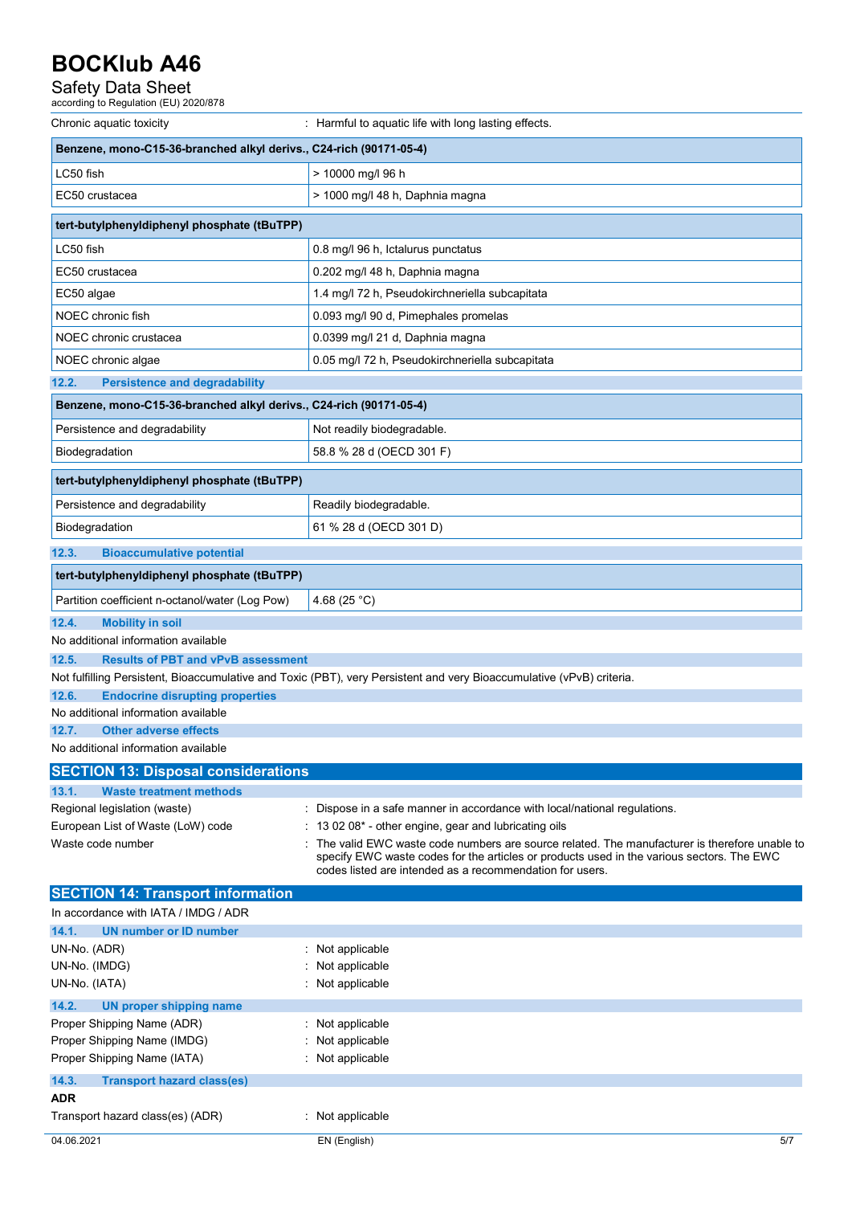| | |
|---|---|
| Chronic aquatic toxicity | : Harmful to aquatic life with long lasting effects. |

| Benzene, mono-C15-36-branched alkyl derivs., C24-rich (90171-05-4) | |
|---|---|
| LC50 fish | > 10000 mg/l 96 h |
| EC50 crustacea | > 1000 mg/l 48 h, Daphnia magna |

| tert-butylphenyldiphenyl phosphate (tBuTPP) | |
|---|---|
| LC50 fish | 0.8 mg/l 96 h, Ictalurus punctatus |
| EC50 crustacea | 0.202 mg/l 48 h, Daphnia magna |
| EC50 algae | 1.4 mg/l 72 h, Pseudokirchneriella subcapitata |
| NOEC chronic fish | 0.093 mg/l 90 d, Pimephales promelas |
| NOEC chronic crustacea | 0.0399 mg/l 21 d, Daphnia magna |
| NOEC chronic algae | 0.05 mg/l 72 h, Pseudokirchneriella subcapitata |

### 12.2. Persistence and degradability

| Benzene, mono-C15-36-branched alkyl derivs., C24-rich (90171-05-4) | |
|---|---|
| Persistence and degradability | Not readily biodegradable. |
| Biodegradation | 58.8 % 28 d (OECD 301 F) |

| tert-butylphenyldiphenyl phosphate (tBuTPP) | |
|---|---|
| Persistence and degradability | Readily biodegradable. |
| Biodegradation | 61 % 28 d (OECD 301 D) |

### 12.3. Bioaccumulative potential

| tert-butylphenyldiphenyl phosphate (tBuTPP) | |
|---|---|
| Partition coefficient n-octanol/water (Log Pow) | 4.68 (25 °C) |

### 12.4. Mobility in soil

No additional information available

### 12.5. Results of PBT and vPvB assessment

Not fulfilling Persistent, Bioaccumulative and Toxic (PBT), very Persistent and very Bioaccumulative (vPvB) criteria.

### 12.6. Endocrine disrupting properties

No additional information available

### 12.7. Other adverse effects

No additional information available

## SECTION 13: Disposal considerations

### 13.1. Waste treatment methods

| | |
|---|---|
| Regional legislation (waste) | : Dispose in a safe manner in accordance with local/national regulations. |
| European List of Waste (LoW) code | : 13 02 08* - other engine, gear and lubricating oils |
| Waste code number | : The valid EWC waste code numbers are source related. The manufacturer is therefore unable to specify EWC waste codes for the articles or products used in the various sectors. The EWC codes listed are intended as a recommendation for users. |

## SECTION 14: Transport information

In accordance with IATA / IMDG / ADR

### 14.1. UN number or ID number

| | |
|---|---|
| UN-No. (ADR) | : Not applicable |
| UN-No. (IMDG) | : Not applicable |
| UN-No. (IATA) | : Not applicable |

### 14.2. UN proper shipping name

| | |
|---|---|
| Proper Shipping Name (ADR) | : Not applicable |
| Proper Shipping Name (IMDG) | : Not applicable |
| Proper Shipping Name (IATA) | : Not applicable |

### 14.3. Transport hazard class(es)

**ADR**

| | |
|---|---|
| Transport hazard class(es) (ADR) | : Not applicable |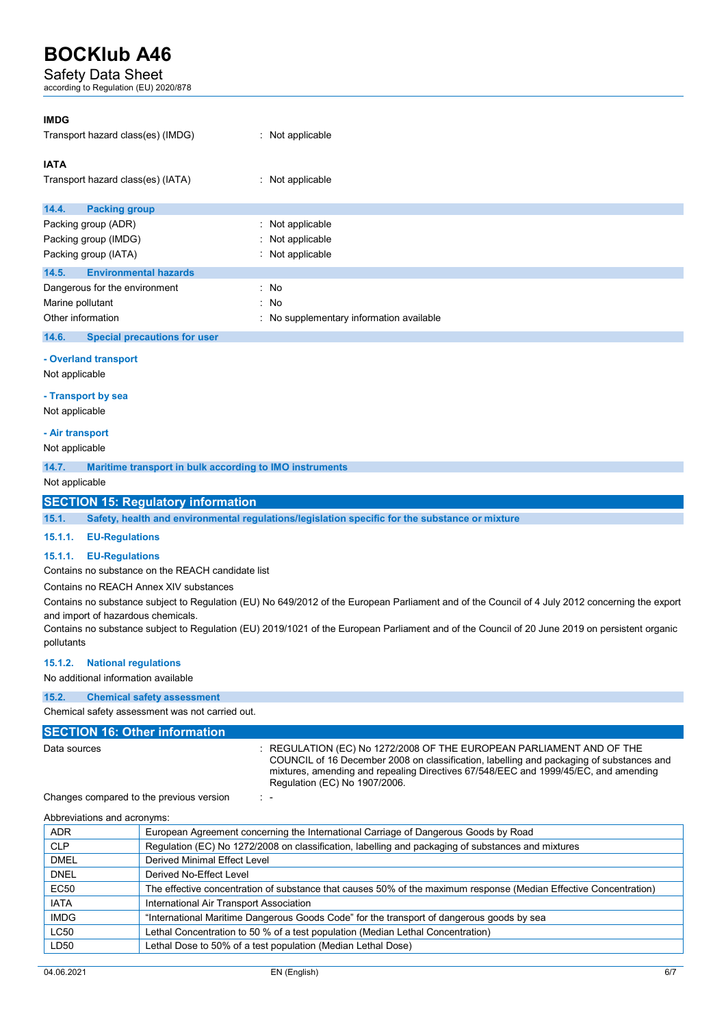**IMDG**

Transport hazard class(es) (IMDG) : Not applicable

**IATA**

Transport hazard class(es) (IATA) : Not applicable

### 14.4. Packing group

Packing group (ADR) : Not applicable
Packing group (IMDG) : Not applicable
Packing group (IATA) : Not applicable

### 14.5. Environmental hazards

Dangerous for the environment : No
Marine pollutant : No
Other information : No supplementary information available

### 14.6. Special precautions for user

**- Overland transport**

Not applicable

**- Transport by sea**

Not applicable

**- Air transport**

Not applicable

### 14.7. Maritime transport in bulk according to IMO instruments

Not applicable

## SECTION 15: Regulatory information

### 15.1. Safety, health and environmental regulations/legislation specific for the substance or mixture

#### 15.1.1. EU-Regulations

#### 15.1.1. EU-Regulations

Contains no substance on the REACH candidate list

Contains no REACH Annex XIV substances

Contains no substance subject to Regulation (EU) No 649/2012 of the European Parliament and of the Council of 4 July 2012 concerning the export and import of hazardous chemicals.

Contains no substance subject to Regulation (EU) 2019/1021 of the European Parliament and of the Council of 20 June 2019 on persistent organic pollutants

#### 15.1.2. National regulations

No additional information available

### 15.2. Chemical safety assessment

Chemical safety assessment was not carried out.

## SECTION 16: Other information

Data sources : REGULATION (EC) No 1272/2008 OF THE EUROPEAN PARLIAMENT AND OF THE COUNCIL of 16 December 2008 on classification, labelling and packaging of substances and mixtures, amending and repealing Directives 67/548/EEC and 1999/45/EC, and amending Regulation (EC) No 1907/2006.

Changes compared to the previous version : -

Abbreviations and acronyms:

| | |
|---|---|
| ADR | European Agreement concerning the International Carriage of Dangerous Goods by Road |
| CLP | Regulation (EC) No 1272/2008 on classification, labelling and packaging of substances and mixtures |
| DMEL | Derived Minimal Effect Level |
| DNEL | Derived No-Effect Level |
| EC50 | The effective concentration of substance that causes 50% of the maximum response (Median Effective Concentration) |
| IATA | International Air Transport Association |
| IMDG | "International Maritime Dangerous Goods Code" for the transport of dangerous goods by sea |
| LC50 | Lethal Concentration to 50 % of a test population (Median Lethal Concentration) |
| LD50 | Lethal Dose to 50% of a test population (Median Lethal Dose) |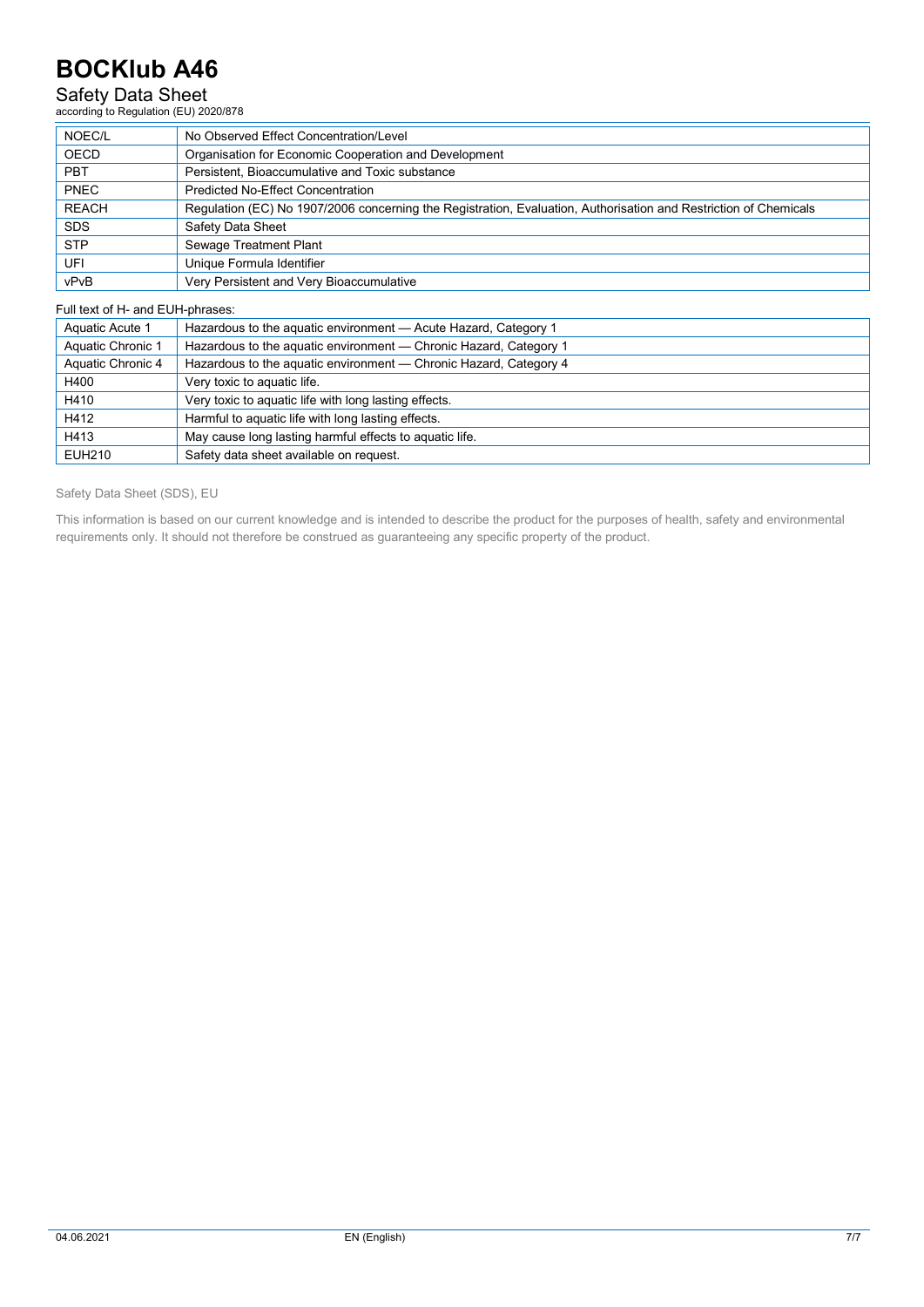| | |
|---|---|
| NOEC/L | No Observed Effect Concentration/Level |
| OECD | Organisation for Economic Cooperation and Development |
| PBT | Persistent, Bioaccumulative and Toxic substance |
| PNEC | Predicted No-Effect Concentration |
| REACH | Regulation (EC) No 1907/2006 concerning the Registration, Evaluation, Authorisation and Restriction of Chemicals |
| SDS | Safety Data Sheet |
| STP | Sewage Treatment Plant |
| UFI | Unique Formula Identifier |
| vPvB | Very Persistent and Very Bioaccumulative |

Full text of H- and EUH-phrases:

| | |
|---|---|
| Aquatic Acute 1 | Hazardous to the aquatic environment — Acute Hazard, Category 1 |
| Aquatic Chronic 1 | Hazardous to the aquatic environment — Chronic Hazard, Category 1 |
| Aquatic Chronic 4 | Hazardous to the aquatic environment — Chronic Hazard, Category 4 |
| H400 | Very toxic to aquatic life. |
| H410 | Very toxic to aquatic life with long lasting effects. |
| H412 | Harmful to aquatic life with long lasting effects. |
| H413 | May cause long lasting harmful effects to aquatic life. |
| EUH210 | Safety data sheet available on request. |

Safety Data Sheet (SDS), EU

This information is based on our current knowledge and is intended to describe the product for the purposes of health, safety and environmental requirements only. It should not therefore be construed as guaranteeing any specific property of the product.